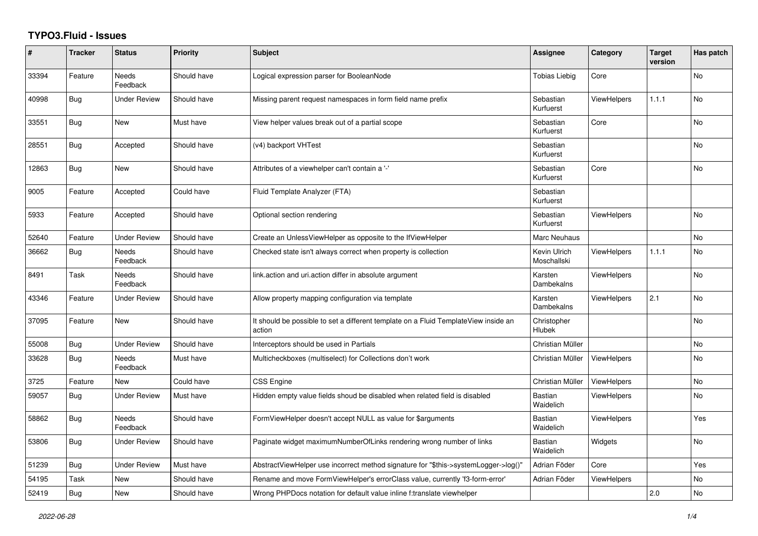# TYPO3.Fluid - Issues

| # | Tracker | Status | Priority | Subject | Assignee | Category | Target version | Has patch |
|---|---|---|---|---|---|---|---|---|
| 33394 | Feature | Needs Feedback | Should have | Logical expression parser for BooleanNode | Tobias Liebig | Core | | No |
| 40998 | Bug | Under Review | Should have | Missing parent request namespaces in form field name prefix | Sebastian Kurfuerst | ViewHelpers | 1.1.1 | No |
| 33551 | Bug | New | Must have | View helper values break out of a partial scope | Sebastian Kurfuerst | Core | | No |
| 28551 | Bug | Accepted | Should have | (v4) backport VHTest | Sebastian Kurfuerst | | | No |
| 12863 | Bug | New | Should have | Attributes of a viewhelper can't contain a '-' | Sebastian Kurfuerst | Core | | No |
| 9005 | Feature | Accepted | Could have | Fluid Template Analyzer (FTA) | Sebastian Kurfuerst | | | |
| 5933 | Feature | Accepted | Should have | Optional section rendering | Sebastian Kurfuerst | ViewHelpers | | No |
| 52640 | Feature | Under Review | Should have | Create an UnlessViewHelper as opposite to the IfViewHelper | Marc Neuhaus | | | No |
| 36662 | Bug | Needs Feedback | Should have | Checked state isn't always correct when property is collection | Kevin Ulrich Moschallski | ViewHelpers | 1.1.1 | No |
| 8491 | Task | Needs Feedback | Should have | link.action and uri.action differ in absolute argument | Karsten Dambekalns | ViewHelpers | | No |
| 43346 | Feature | Under Review | Should have | Allow property mapping configuration via template | Karsten Dambekalns | ViewHelpers | 2.1 | No |
| 37095 | Feature | New | Should have | It should be possible to set a different template on a Fluid TemplateView inside an action | Christopher Hlubek | | | No |
| 55008 | Bug | Under Review | Should have | Interceptors should be used in Partials | Christian Müller | | | No |
| 33628 | Bug | Needs Feedback | Must have | Multicheckboxes (multiselect) for Collections don't work | Christian Müller | ViewHelpers | | No |
| 3725 | Feature | New | Could have | CSS Engine | Christian Müller | ViewHelpers | | No |
| 59057 | Bug | Under Review | Must have | Hidden empty value fields shoud be disabled when related field is disabled | Bastian Waidelich | ViewHelpers | | No |
| 58862 | Bug | Needs Feedback | Should have | FormViewHelper doesn't accept NULL as value for $arguments | Bastian Waidelich | ViewHelpers | | Yes |
| 53806 | Bug | Under Review | Should have | Paginate widget maximumNumberOfLinks rendering wrong number of links | Bastian Waidelich | Widgets | | No |
| 51239 | Bug | Under Review | Must have | AbstractViewHelper use incorrect method signature for "$this->systemLogger->log()" | Adrian Föder | Core | | Yes |
| 54195 | Task | New | Should have | Rename and move FormViewHelper's errorClass value, currently 'f3-form-error' | Adrian Föder | ViewHelpers | | No |
| 52419 | Bug | New | Should have | Wrong PHPDocs notation for default value inline f:translate viewhelper | | | 2.0 | No |

*2022-06-28*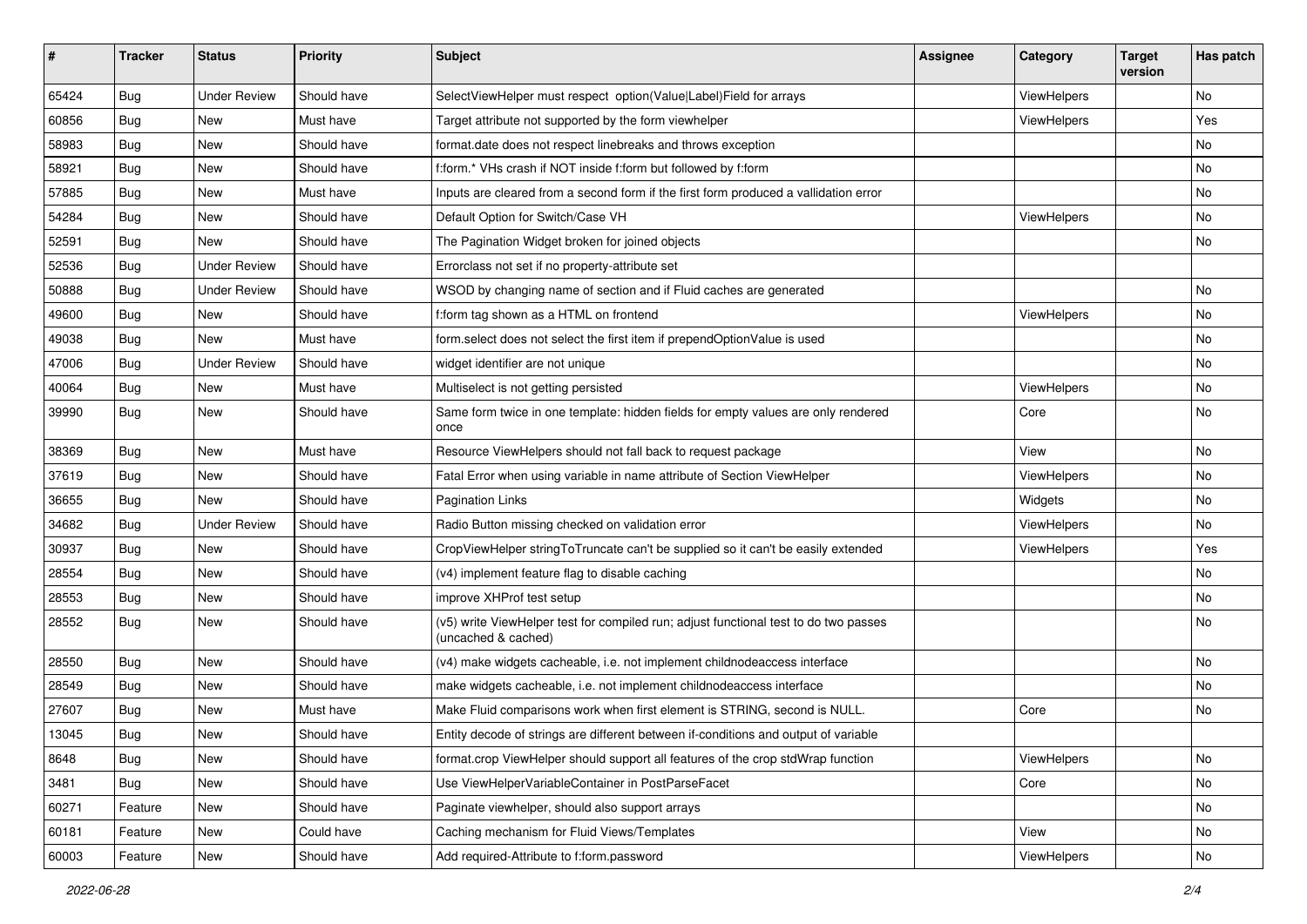| # | Tracker | Status | Priority | Subject | Assignee | Category | Target version | Has patch |
|---|---|---|---|---|---|---|---|---|
| 65424 | Bug | Under Review | Should have | SelectViewHelper must respect option(Value\|Label)Field for arrays | | ViewHelpers | | No |
| 60856 | Bug | New | Must have | Target attribute not supported by the form viewhelper | | ViewHelpers | | Yes |
| 58983 | Bug | New | Should have | format.date does not respect linebreaks and throws exception | | | | No |
| 58921 | Bug | New | Should have | f:form.* VHs crash if NOT inside f:form but followed by f:form | | | | No |
| 57885 | Bug | New | Must have | Inputs are cleared from a second form if the first form produced a vallidation error | | | | No |
| 54284 | Bug | New | Should have | Default Option for Switch/Case VH | | ViewHelpers | | No |
| 52591 | Bug | New | Should have | The Pagination Widget broken for joined objects | | | | No |
| 52536 | Bug | Under Review | Should have | Errorclass not set if no property-attribute set | | | | |
| 50888 | Bug | Under Review | Should have | WSOD by changing name of section and if Fluid caches are generated | | | | No |
| 49600 | Bug | New | Should have | f:form tag shown as a HTML on frontend | | ViewHelpers | | No |
| 49038 | Bug | New | Must have | form.select does not select the first item if prependOptionValue is used | | | | No |
| 47006 | Bug | Under Review | Should have | widget identifier are not unique | | | | No |
| 40064 | Bug | New | Must have | Multiselect is not getting persisted | | ViewHelpers | | No |
| 39990 | Bug | New | Should have | Same form twice in one template: hidden fields for empty values are only rendered once | | Core | | No |
| 38369 | Bug | New | Must have | Resource ViewHelpers should not fall back to request package | | View | | No |
| 37619 | Bug | New | Should have | Fatal Error when using variable in name attribute of Section ViewHelper | | ViewHelpers | | No |
| 36655 | Bug | New | Should have | Pagination Links | | Widgets | | No |
| 34682 | Bug | Under Review | Should have | Radio Button missing checked on validation error | | ViewHelpers | | No |
| 30937 | Bug | New | Should have | CropViewHelper stringToTruncate can't be supplied so it can't be easily extended | | ViewHelpers | | Yes |
| 28554 | Bug | New | Should have | (v4) implement feature flag to disable caching | | | | No |
| 28553 | Bug | New | Should have | improve XHProf test setup | | | | No |
| 28552 | Bug | New | Should have | (v5) write ViewHelper test for compiled run; adjust functional test to do two passes (uncached & cached) | | | | No |
| 28550 | Bug | New | Should have | (v4) make widgets cacheable, i.e. not implement childnodeaccess interface | | | | No |
| 28549 | Bug | New | Should have | make widgets cacheable, i.e. not implement childnodeaccess interface | | | | No |
| 27607 | Bug | New | Must have | Make Fluid comparisons work when first element is STRING, second is NULL. | | Core | | No |
| 13045 | Bug | New | Should have | Entity decode of strings are different between if-conditions and output of variable | | | | |
| 8648 | Bug | New | Should have | format.crop ViewHelper should support all features of the crop stdWrap function | | ViewHelpers | | No |
| 3481 | Bug | New | Should have | Use ViewHelperVariableContainer in PostParseFacet | | Core | | No |
| 60271 | Feature | New | Should have | Paginate viewhelper, should also support arrays | | | | No |
| 60181 | Feature | New | Could have | Caching mechanism for Fluid Views/Templates | | View | | No |
| 60003 | Feature | New | Should have | Add required-Attribute to f:form.password | | ViewHelpers | | No |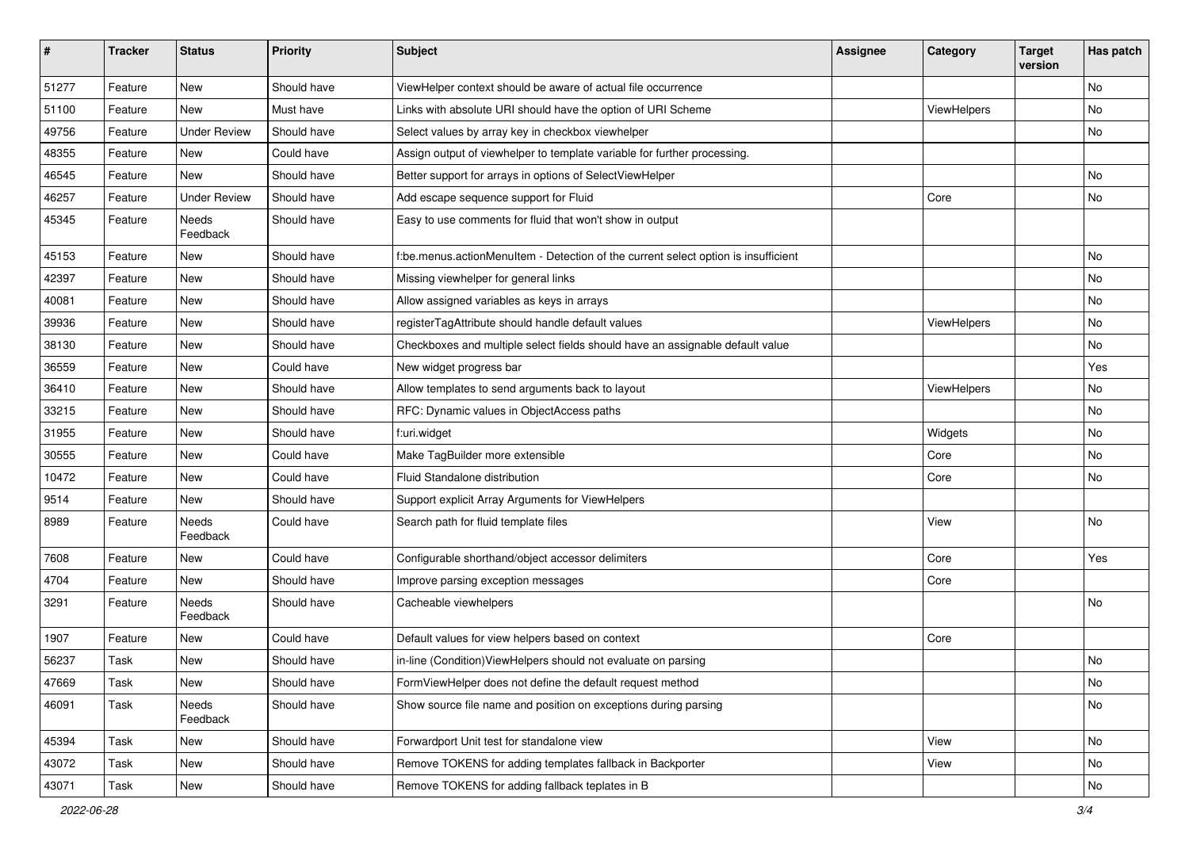| # | Tracker | Status | Priority | Subject | Assignee | Category | Target version | Has patch |
|---|---|---|---|---|---|---|---|---|
| 51277 | Feature | New | Should have | ViewHelper context should be aware of actual file occurrence | | | | No |
| 51100 | Feature | New | Must have | Links with absolute URI should have the option of URI Scheme | | ViewHelpers | | No |
| 49756 | Feature | Under Review | Should have | Select values by array key in checkbox viewhelper | | | | No |
| 48355 | Feature | New | Could have | Assign output of viewhelper to template variable for further processing. | | | | |
| 46545 | Feature | New | Should have | Better support for arrays in options of SelectViewHelper | | | | No |
| 46257 | Feature | Under Review | Should have | Add escape sequence support for Fluid | | Core | | No |
| 45345 | Feature | Needs Feedback | Should have | Easy to use comments for fluid that won't show in output | | | | |
| 45153 | Feature | New | Should have | f:be.menus.actionMenuItem - Detection of the current select option is insufficient | | | | No |
| 42397 | Feature | New | Should have | Missing viewhelper for general links | | | | No |
| 40081 | Feature | New | Should have | Allow assigned variables as keys in arrays | | | | No |
| 39936 | Feature | New | Should have | registerTagAttribute should handle default values | | ViewHelpers | | No |
| 38130 | Feature | New | Should have | Checkboxes and multiple select fields should have an assignable default value | | | | No |
| 36559 | Feature | New | Could have | New widget progress bar | | | | Yes |
| 36410 | Feature | New | Should have | Allow templates to send arguments back to layout | | ViewHelpers | | No |
| 33215 | Feature | New | Should have | RFC: Dynamic values in ObjectAccess paths | | | | No |
| 31955 | Feature | New | Should have | f:uri.widget | | Widgets | | No |
| 30555 | Feature | New | Could have | Make TagBuilder more extensible | | Core | | No |
| 10472 | Feature | New | Could have | Fluid Standalone distribution | | Core | | No |
| 9514 | Feature | New | Should have | Support explicit Array Arguments for ViewHelpers | | | | |
| 8989 | Feature | Needs Feedback | Could have | Search path for fluid template files | | View | | No |
| 7608 | Feature | New | Could have | Configurable shorthand/object accessor delimiters | | Core | | Yes |
| 4704 | Feature | New | Should have | Improve parsing exception messages | | Core | | |
| 3291 | Feature | Needs Feedback | Should have | Cacheable viewhelpers | | | | No |
| 1907 | Feature | New | Could have | Default values for view helpers based on context | | Core | | |
| 56237 | Task | New | Should have | in-line (Condition)ViewHelpers should not evaluate on parsing | | | | No |
| 47669 | Task | New | Should have | FormViewHelper does not define the default request method | | | | No |
| 46091 | Task | Needs Feedback | Should have | Show source file name and position on exceptions during parsing | | | | No |
| 45394 | Task | New | Should have | Forwardport Unit test for standalone view | | View | | No |
| 43072 | Task | New | Should have | Remove TOKENS for adding templates fallback in Backporter | | View | | No |
| 43071 | Task | New | Should have | Remove TOKENS for adding fallback teplates in B | | | | No |

2022-06-28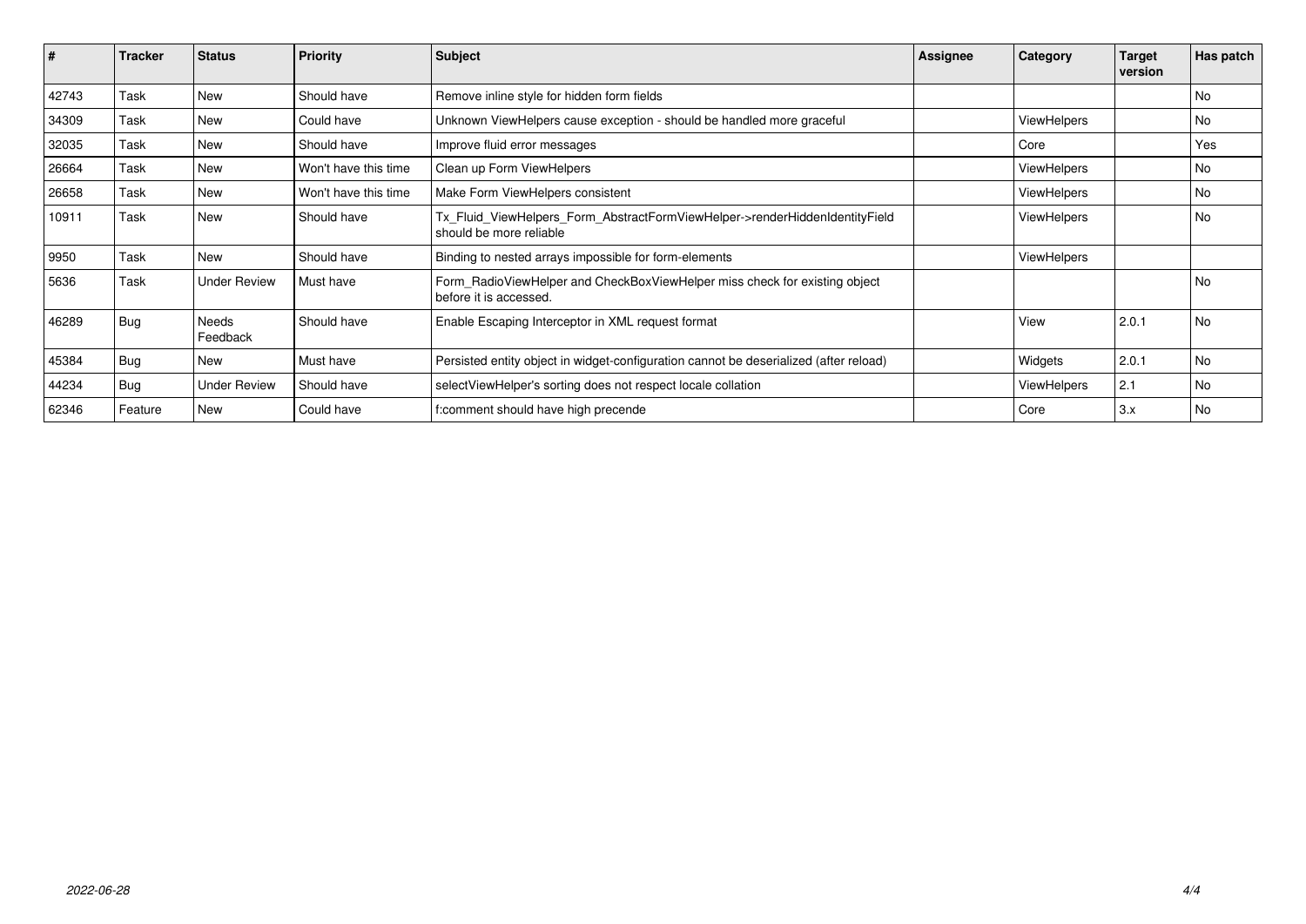| # | Tracker | Status | Priority | Subject | Assignee | Category | Target version | Has patch |
|---|---|---|---|---|---|---|---|---|
| 42743 | Task | New | Should have | Remove inline style for hidden form fields | | | | No |
| 34309 | Task | New | Could have | Unknown ViewHelpers cause exception - should be handled more graceful | | ViewHelpers | | No |
| 32035 | Task | New | Should have | Improve fluid error messages | | Core | | Yes |
| 26664 | Task | New | Won't have this time | Clean up Form ViewHelpers | | ViewHelpers | | No |
| 26658 | Task | New | Won't have this time | Make Form ViewHelpers consistent | | ViewHelpers | | No |
| 10911 | Task | New | Should have | Tx_Fluid_ViewHelpers_Form_AbstractFormViewHelper->renderHiddenIdentityField should be more reliable | | ViewHelpers | | No |
| 9950 | Task | New | Should have | Binding to nested arrays impossible for form-elements | | ViewHelpers | | |
| 5636 | Task | Under Review | Must have | Form_RadioViewHelper and CheckBoxViewHelper miss check for existing object before it is accessed. | | | | No |
| 46289 | Bug | Needs Feedback | Should have | Enable Escaping Interceptor in XML request format | | View | 2.0.1 | No |
| 45384 | Bug | New | Must have | Persisted entity object in widget-configuration cannot be deserialized (after reload) | | Widgets | 2.0.1 | No |
| 44234 | Bug | Under Review | Should have | selectViewHelper's sorting does not respect locale collation | | ViewHelpers | 2.1 | No |
| 62346 | Feature | New | Could have | f:comment should have high precende | | Core | 3.x | No |

*2022-06-28*